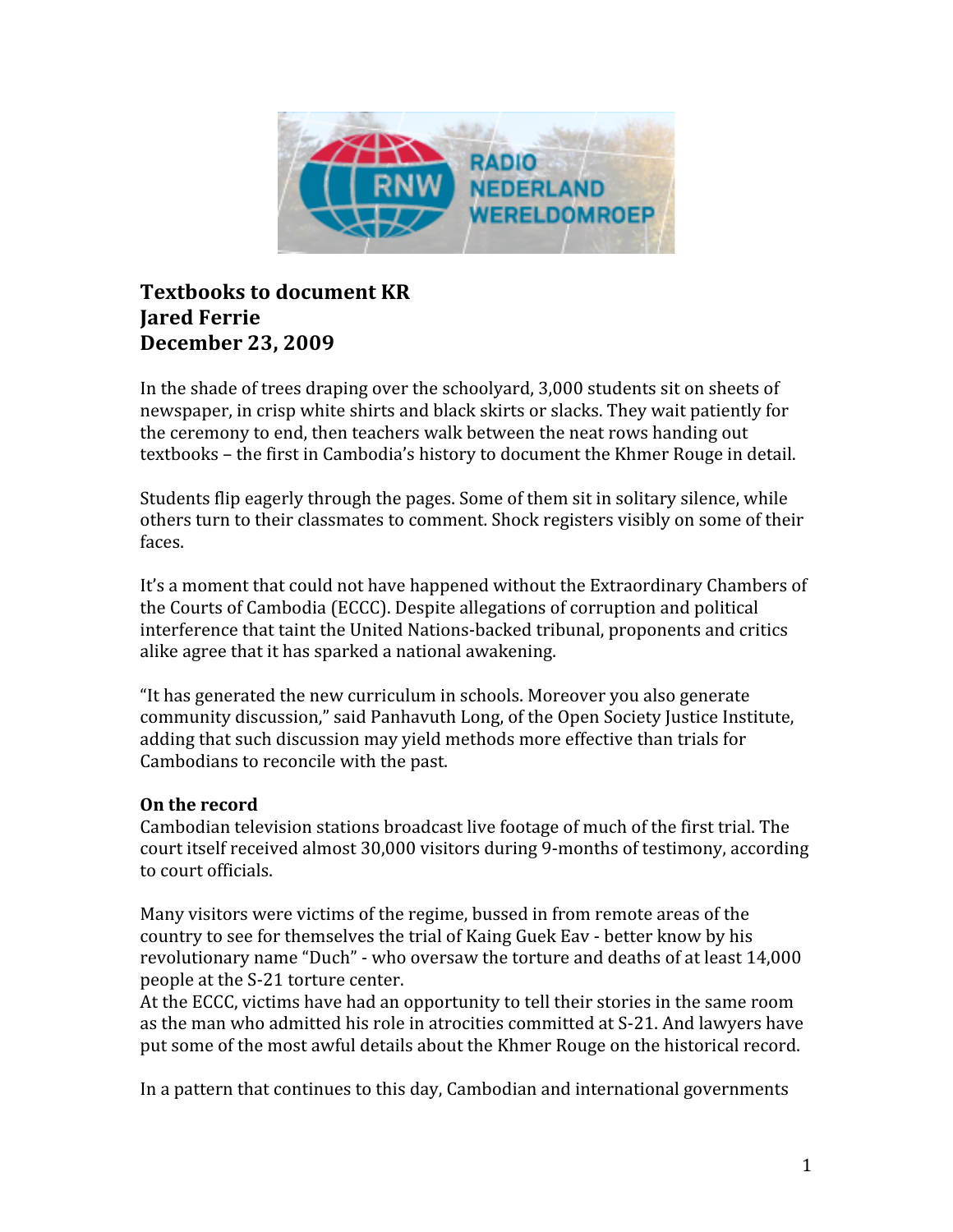# Textbooks to document KR
**Jared Ferrie**
**December 23, 2009**

In the shade of trees draping over the schoolyard, 3,000 students sit on sheets of newspaper, in crisp white shirts and black skirts or slacks. They wait patiently for the ceremony to end, then teachers walk between the neat rows handing out textbooks – the first in Cambodia's history to document the Khmer Rouge in detail.

Students flip eagerly through the pages. Some of them sit in solitary silence, while others turn to their classmates to comment. Shock registers visibly on some of their faces.

It's a moment that could not have happened without the Extraordinary Chambers of the Courts of Cambodia (ECCC). Despite allegations of corruption and political interference that taint the United Nations-backed tribunal, proponents and critics alike agree that it has sparked a national awakening.

"It has generated the new curriculum in schools. Moreover you also generate community discussion," said Panhavuth Long, of the Open Society Justice Institute, adding that such discussion may yield methods more effective than trials for Cambodians to reconcile with the past.

## On the record

Cambodian television stations broadcast live footage of much of the first trial. The court itself received almost 30,000 visitors during 9-months of testimony, according to court officials.

Many visitors were victims of the regime, bussed in from remote areas of the country to see for themselves the trial of Kaing Guek Eav - better know by his revolutionary name "Duch" - who oversaw the torture and deaths of at least 14,000 people at the S-21 torture center.

At the ECCC, victims have had an opportunity to tell their stories in the same room as the man who admitted his role in atrocities committed at S-21. And lawyers have put some of the most awful details about the Khmer Rouge on the historical record.

In a pattern that continues to this day, Cambodian and international governments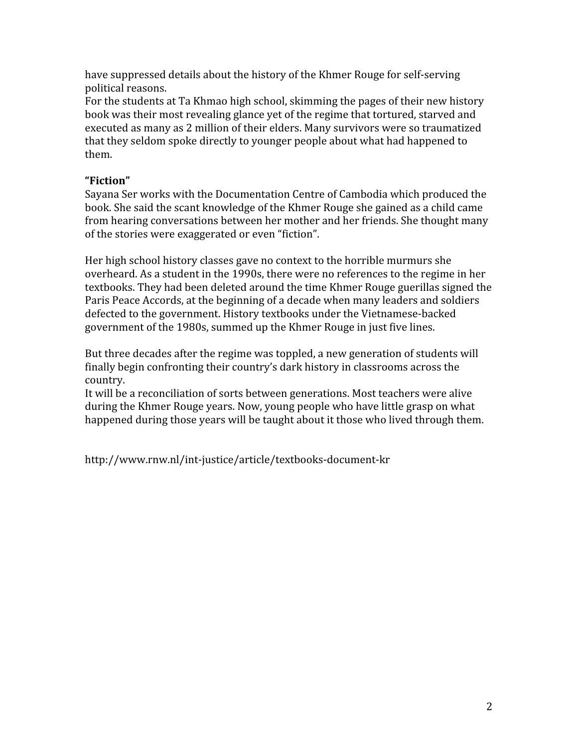have suppressed details about the history of the Khmer Rouge for self-serving political reasons.
For the students at Ta Khmao high school, skimming the pages of their new history book was their most revealing glance yet of the regime that tortured, starved and executed as many as 2 million of their elders. Many survivors were so traumatized that they seldom spoke directly to younger people about what had happened to them.

**"Fiction"**

Sayana Ser works with the Documentation Centre of Cambodia which produced the book. She said the scant knowledge of the Khmer Rouge she gained as a child came from hearing conversations between her mother and her friends. She thought many of the stories were exaggerated or even "fiction".

Her high school history classes gave no context to the horrible murmurs she overheard. As a student in the 1990s, there were no references to the regime in her textbooks. They had been deleted around the time Khmer Rouge guerillas signed the Paris Peace Accords, at the beginning of a decade when many leaders and soldiers defected to the government. History textbooks under the Vietnamese-backed government of the 1980s, summed up the Khmer Rouge in just five lines.

But three decades after the regime was toppled, a new generation of students will finally begin confronting their country's dark history in classrooms across the country.
It will be a reconciliation of sorts between generations. Most teachers were alive during the Khmer Rouge years. Now, young people who have little grasp on what happened during those years will be taught about it those who lived through them.

http://www.rnw.nl/int-justice/article/textbooks-document-kr